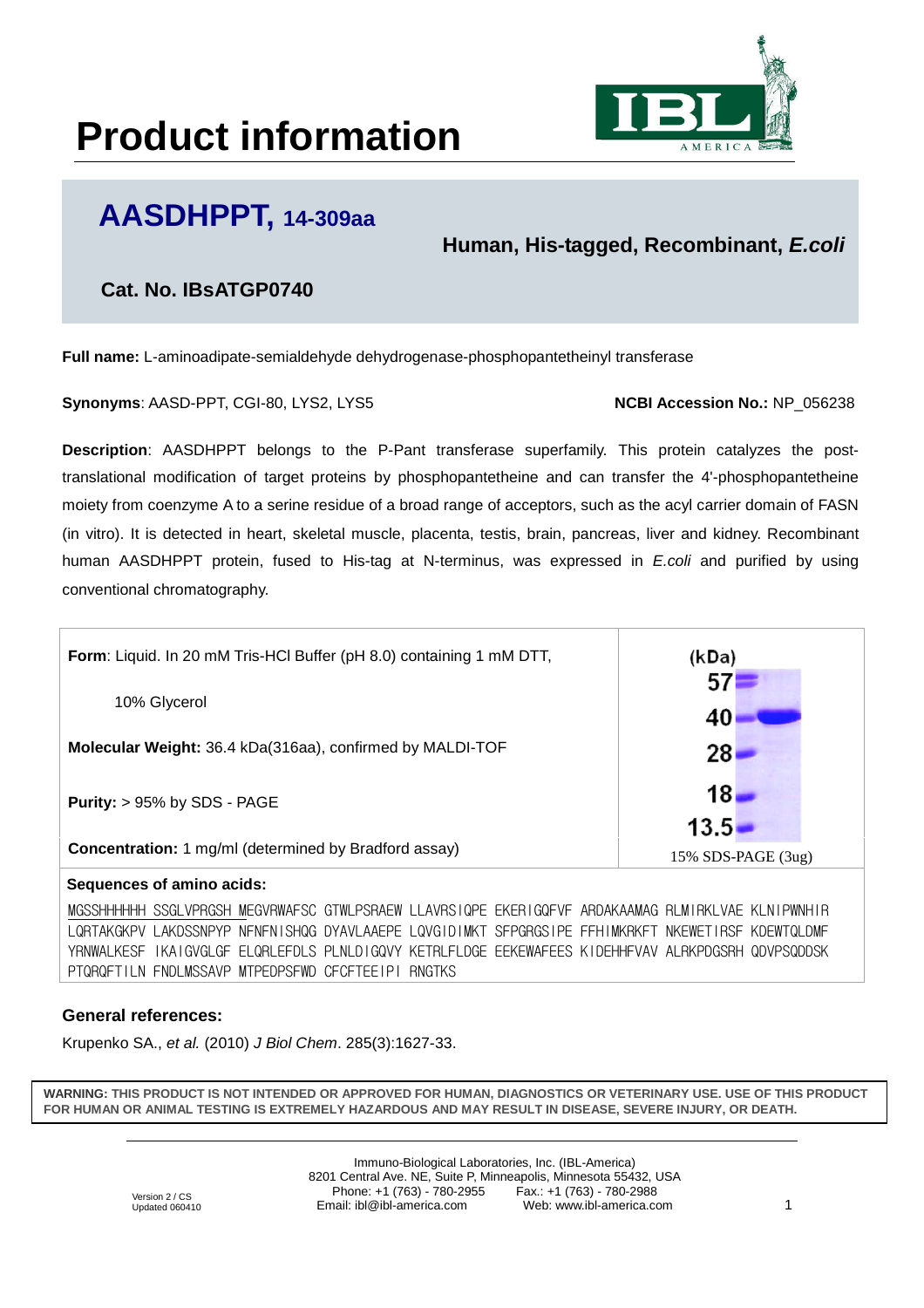# Product information

## AASDHPPT, 14-309aa

### Human, His-tagged, Recombinant, *E.coli*

**Cat. No. IBsATGP0740**

**Full name:** L-aminoadipate-semialdehyde dehydrogenase-phosphopantetheinyl transferase

**Synonyms**: AASD-PPT, CGI-80, LYS2, LYS5

**NCBI Accession No.:** NP_056238

**Description**: AASDHPPT belongs to the P-Pant transferase superfamily. This protein catalyzes the post-translational modification of target proteins by phosphopantetheine and can transfer the 4'-phosphopantetheine moiety from coenzyme A to a serine residue of a broad range of acceptors, such as the acyl carrier domain of FASN (in vitro). It is detected in heart, skeletal muscle, placenta, testis, brain, pancreas, liver and kidney. Recombinant human AASDHPPT protein, fused to His-tag at N-terminus, was expressed in *E.coli* and purified by using conventional chromatography.

**Form**: Liquid. In 20 mM Tris-HCl Buffer (pH 8.0) containing 1 mM DTT, 10% Glycerol

**Molecular Weight:** 36.4 kDa(316aa), confirmed by MALDI-TOF

**Purity:** > 95% by SDS - PAGE

**Concentration:** 1 mg/ml (determined by Bradford assay)

(kDa) 57, 40, 28, 18, 13.5

15% SDS-PAGE (3ug)

**Sequences of amino acids:**

MGSSHHHHHH SSGLVPRGSH MEGVRWAFSC GTWLPSRAEW LLAVRSIQPE EKERIGQFVF ARDAKAAMAG RLMIRKLVAE KLNIPWNHIR LQRTAKGKPV LAKDSSNPYP NFNFNISHQG DYAVLAAEPE LQVGIDIMKT SFPGRGSIPE FFHIMKRKFT NKEWETIRSF KDEWTQLDMF YRNWALKESF IKAIGVGLGF ELQRLEFDLS PLNLDIGQVY KETRLFLDGE EEKEWAFEES KIDEHHFVAV ALRKPDGSRH QDVPSQDDSK PTQRQFTILN FNDLMSSAVP MTPEDPSFWD CFCFTEEIPI RNGTKS

## General references:

Krupenko SA., *et al.* (2010) *J Biol Chem*. 285(3):1627-33.

**WARNING: THIS PRODUCT IS NOT INTENDED OR APPROVED FOR HUMAN, DIAGNOSTICS OR VETERINARY USE. USE OF THIS PRODUCT FOR HUMAN OR ANIMAL TESTING IS EXTREMELY HAZARDOUS AND MAY RESULT IN DISEASE, SEVERE INJURY, OR DEATH.**

Version 2 / CS
Updated 060410

Immuno-Biological Laboratories, Inc. (IBL-America)
8201 Central Ave. NE, Suite P, Minneapolis, Minnesota 55432, USA
Phone: +1 (763) - 780-2955 Fax.: +1 (763) - 780-2988
Email: ibl@ibl-america.com Web: www.ibl-america.com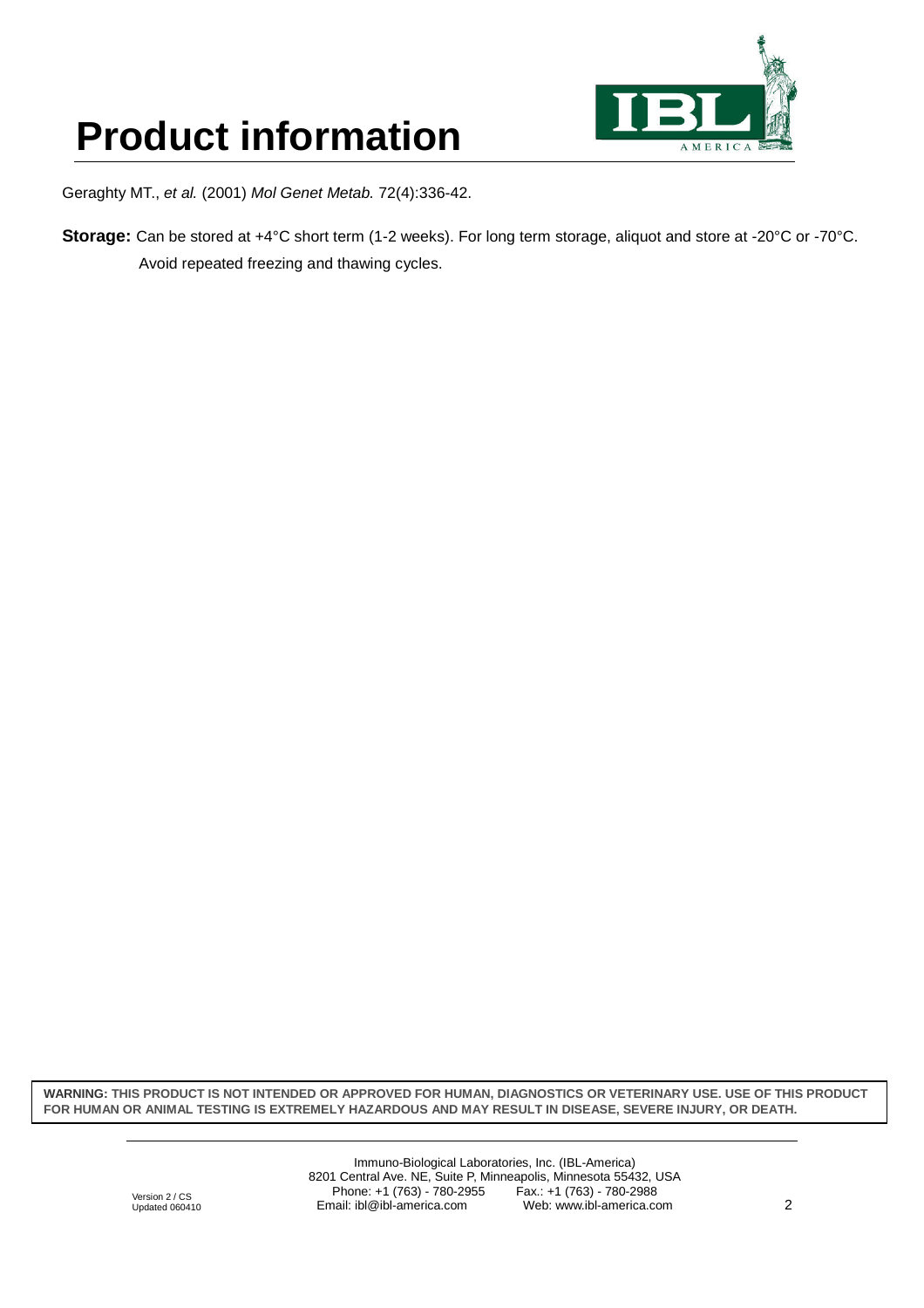# Product information

Geraghty MT., *et al.* (2001) *Mol Genet Metab.* 72(4):336-42.

**Storage:** Can be stored at +4°C short term (1-2 weeks). For long term storage, aliquot and store at -20°C or -70°C. Avoid repeated freezing and thawing cycles.

**WARNING: THIS PRODUCT IS NOT INTENDED OR APPROVED FOR HUMAN, DIAGNOSTICS OR VETERINARY USE. USE OF THIS PRODUCT FOR HUMAN OR ANIMAL TESTING IS EXTREMELY HAZARDOUS AND MAY RESULT IN DISEASE, SEVERE INJURY, OR DEATH.**

Immuno-Biological Laboratories, Inc. (IBL-America)
8201 Central Ave. NE, Suite P, Minneapolis, Minnesota 55432, USA
Phone: +1 (763) - 780-2955 Fax.: +1 (763) - 780-2988
Email: ibl@ibl-america.com Web: www.ibl-america.com

Version 2 / CS
Updated 060410